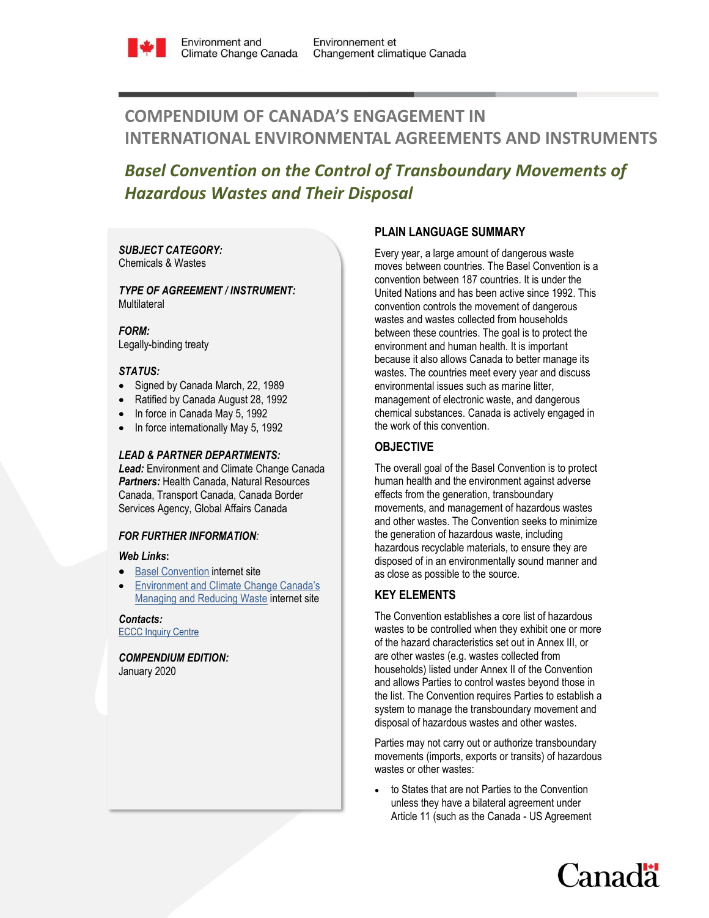Environment and Climate Change Canada | Environnement et Changement climatique Canada

# COMPENDIUM OF CANADA'S ENGAGEMENT IN INTERNATIONAL ENVIRONMENTAL AGREEMENTS AND INSTRUMENTS

## *Basel Convention on the Control of Transboundary Movements of Hazardous Wastes and Their Disposal*

***SUBJECT CATEGORY:***
Chemicals & Wastes

***TYPE OF AGREEMENT / INSTRUMENT:***
Multilateral

***FORM:***
Legally-binding treaty

***STATUS:***

- Signed by Canada March, 22, 1989
- Ratified by Canada August 28, 1992
- In force in Canada May 5, 1992
- In force internationally May 5, 1992

***LEAD & PARTNER DEPARTMENTS:***
***Lead:*** Environment and Climate Change Canada
***Partners:*** Health Canada, Natural Resources Canada, Transport Canada, Canada Border Services Agency, Global Affairs Canada

***FOR FURTHER INFORMATION:***

***Web Links:***

- Basel Convention internet site
- Environment and Climate Change Canada's Managing and Reducing Waste internet site

***Contacts:***
ECCC Inquiry Centre

***COMPENDIUM EDITION:***
January 2020

### PLAIN LANGUAGE SUMMARY

Every year, a large amount of dangerous waste moves between countries. The Basel Convention is a convention between 187 countries. It is under the United Nations and has been active since 1992. This convention controls the movement of dangerous wastes and wastes collected from households between these countries. The goal is to protect the environment and human health. It is important because it also allows Canada to better manage its wastes. The countries meet every year and discuss environmental issues such as marine litter, management of electronic waste, and dangerous chemical substances. Canada is actively engaged in the work of this convention.

### OBJECTIVE

The overall goal of the Basel Convention is to protect human health and the environment against adverse effects from the generation, transboundary movements, and management of hazardous wastes and other wastes. The Convention seeks to minimize the generation of hazardous waste, including hazardous recyclable materials, to ensure they are disposed of in an environmentally sound manner and as close as possible to the source.

### KEY ELEMENTS

The Convention establishes a core list of hazardous wastes to be controlled when they exhibit one or more of the hazard characteristics set out in Annex III, or are other wastes (e.g. wastes collected from households) listed under Annex II of the Convention and allows Parties to control wastes beyond those in the list. The Convention requires Parties to establish a system to manage the transboundary movement and disposal of hazardous wastes and other wastes.

Parties may not carry out or authorize transboundary movements (imports, exports or transits) of hazardous wastes or other wastes:

- to States that are not Parties to the Convention unless they have a bilateral agreement under Article 11 (such as the Canada - US Agreement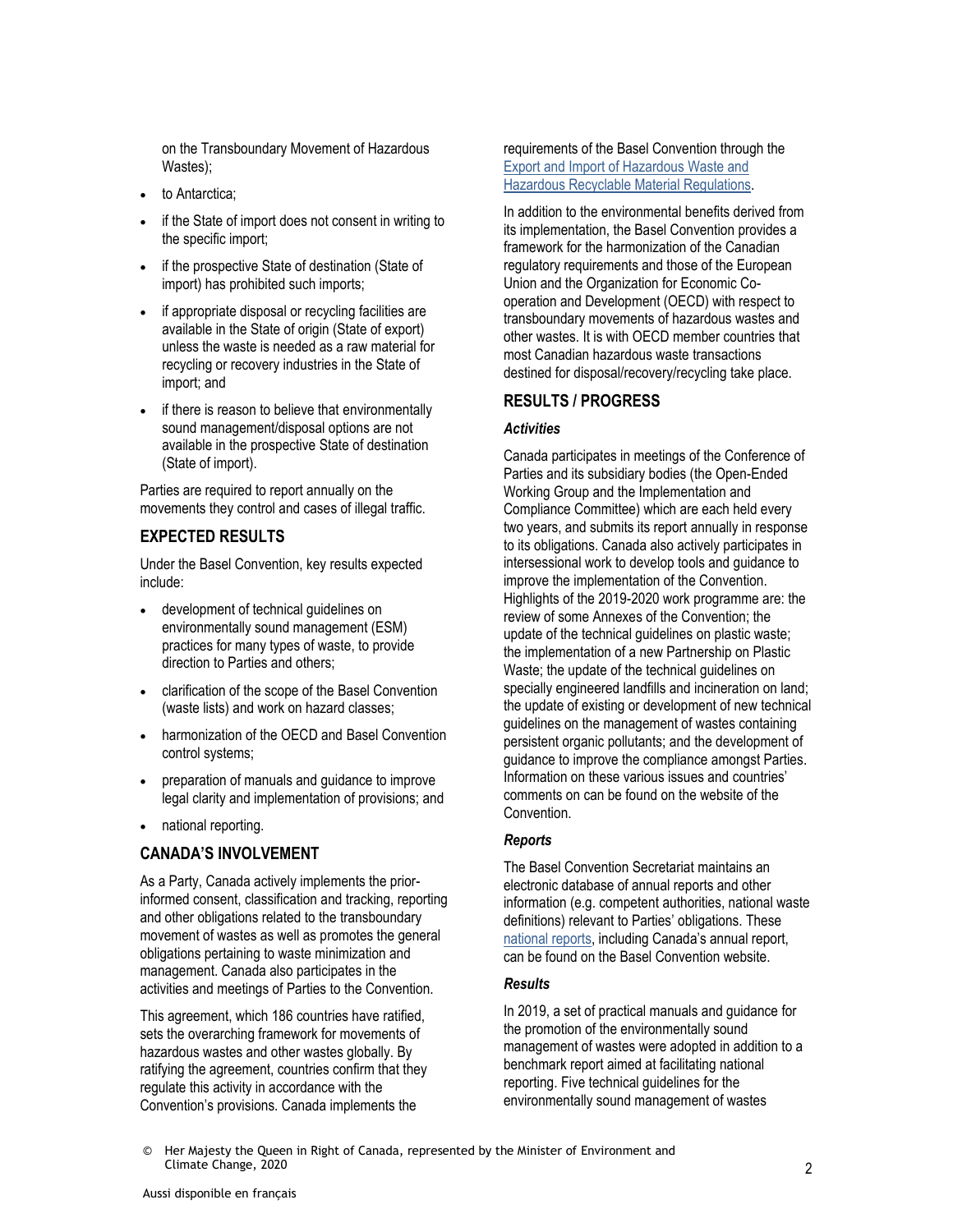on the Transboundary Movement of Hazardous Wastes);

- to Antarctica;
- if the State of import does not consent in writing to the specific import;
- if the prospective State of destination (State of import) has prohibited such imports;
- if appropriate disposal or recycling facilities are available in the State of origin (State of export) unless the waste is needed as a raw material for recycling or recovery industries in the State of import; and
- if there is reason to believe that environmentally sound management/disposal options are not available in the prospective State of destination (State of import).

Parties are required to report annually on the movements they control and cases of illegal traffic.

## EXPECTED RESULTS

Under the Basel Convention, key results expected include:

- development of technical guidelines on environmentally sound management (ESM) practices for many types of waste, to provide direction to Parties and others;
- clarification of the scope of the Basel Convention (waste lists) and work on hazard classes;
- harmonization of the OECD and Basel Convention control systems;
- preparation of manuals and guidance to improve legal clarity and implementation of provisions; and
- national reporting.

## CANADA'S INVOLVEMENT

As a Party, Canada actively implements the prior-informed consent, classification and tracking, reporting and other obligations related to the transboundary movement of wastes as well as promotes the general obligations pertaining to waste minimization and management. Canada also participates in the activities and meetings of Parties to the Convention.

This agreement, which 186 countries have ratified, sets the overarching framework for movements of hazardous wastes and other wastes globally. By ratifying the agreement, countries confirm that they regulate this activity in accordance with the Convention's provisions. Canada implements the requirements of the Basel Convention through the Export and Import of Hazardous Waste and Hazardous Recyclable Material Regulations.

In addition to the environmental benefits derived from its implementation, the Basel Convention provides a framework for the harmonization of the Canadian regulatory requirements and those of the European Union and the Organization for Economic Co-operation and Development (OECD) with respect to transboundary movements of hazardous wastes and other wastes. It is with OECD member countries that most Canadian hazardous waste transactions destined for disposal/recovery/recycling take place.

## RESULTS / PROGRESS

### *Activities*

Canada participates in meetings of the Conference of Parties and its subsidiary bodies (the Open-Ended Working Group and the Implementation and Compliance Committee) which are each held every two years, and submits its report annually in response to its obligations. Canada also actively participates in intersessional work to develop tools and guidance to improve the implementation of the Convention. Highlights of the 2019-2020 work programme are: the review of some Annexes of the Convention; the update of the technical guidelines on plastic waste; the implementation of a new Partnership on Plastic Waste; the update of the technical guidelines on specially engineered landfills and incineration on land; the update of existing or development of new technical guidelines on the management of wastes containing persistent organic pollutants; and the development of guidance to improve the compliance amongst Parties. Information on these various issues and countries' comments on can be found on the website of the Convention.

### *Reports*

The Basel Convention Secretariat maintains an electronic database of annual reports and other information (e.g. competent authorities, national waste definitions) relevant to Parties' obligations. These national reports, including Canada's annual report, can be found on the Basel Convention website.

### *Results*

In 2019, a set of practical manuals and guidance for the promotion of the environmentally sound management of wastes were adopted in addition to a benchmark report aimed at facilitating national reporting. Five technical guidelines for the environmentally sound management of wastes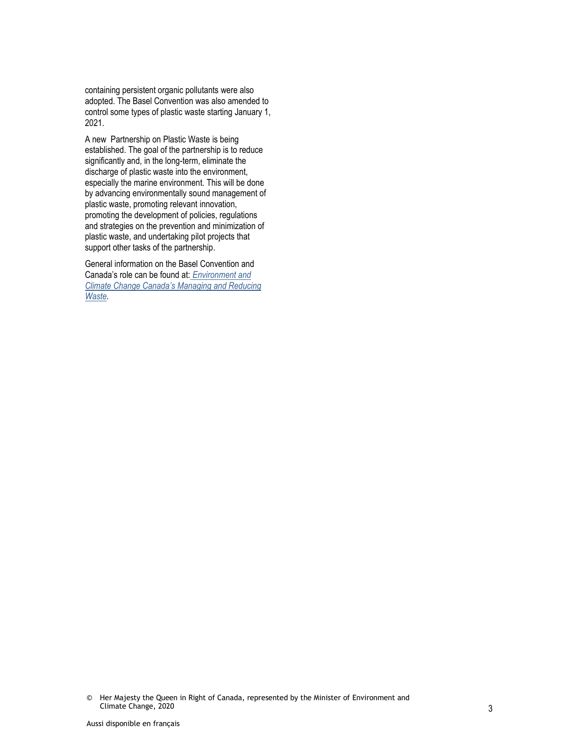containing persistent organic pollutants were also adopted. The Basel Convention was also amended to control some types of plastic waste starting January 1, 2021.

A new Partnership on Plastic Waste is being established. The goal of the partnership is to reduce significantly and, in the long-term, eliminate the discharge of plastic waste into the environment, especially the marine environment. This will be done by advancing environmentally sound management of plastic waste, promoting relevant innovation, promoting the development of policies, regulations and strategies on the prevention and minimization of plastic waste, and undertaking pilot projects that support other tasks of the partnership.

General information on the Basel Convention and Canada's role can be found at: *Environment and Climate Change Canada's Managing and Reducing Waste*.

© Her Majesty the Queen in Right of Canada, represented by the Minister of Environment and Climate Change, 2020

Aussi disponible en français